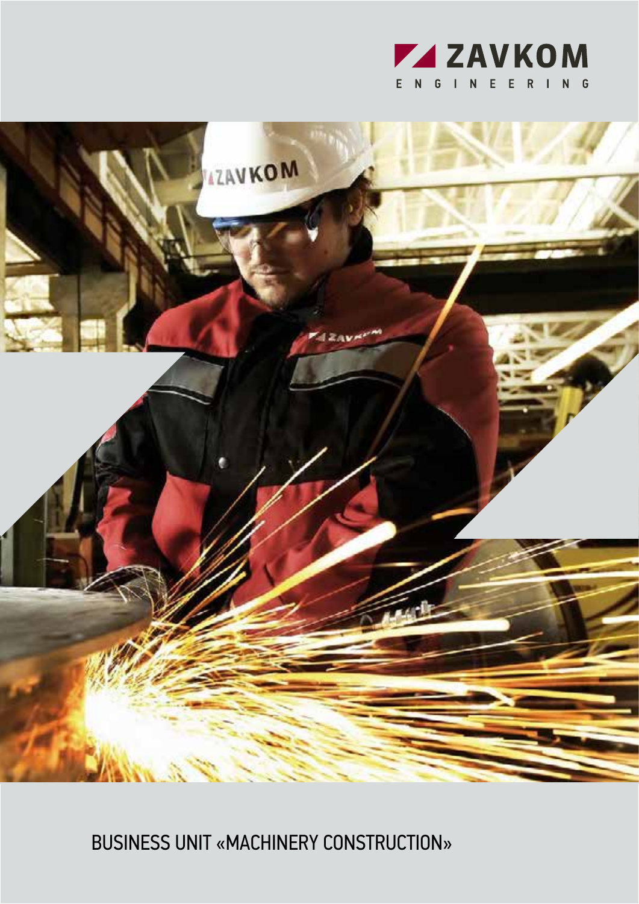ZAVKOM

ENGINEERING

# BUSINESS UNIT «MACHINERY CONSTRUCTION»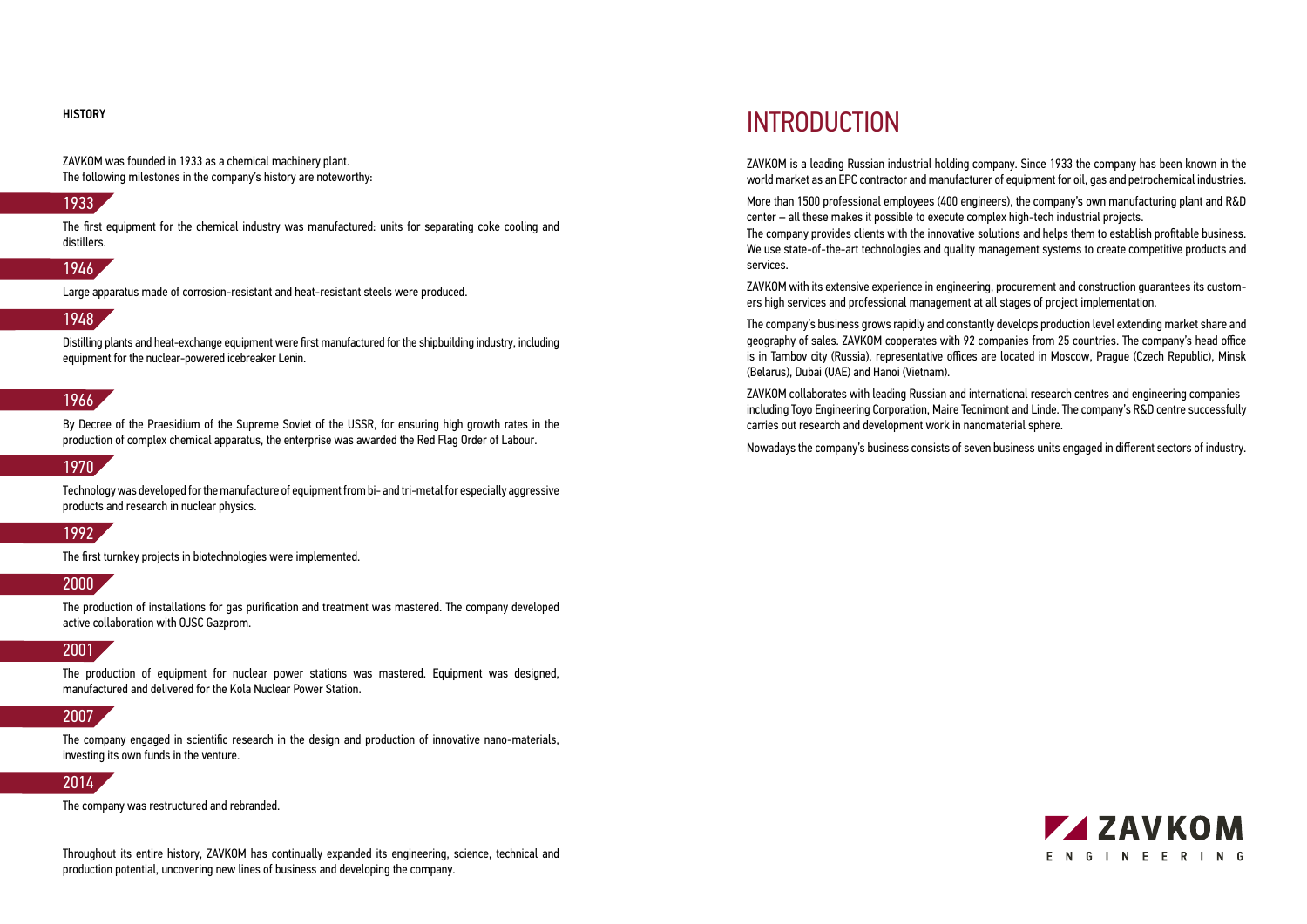## HISTORY

ZAVKOM was founded in 1933 as a chemical machinery plant.
The following milestones in the company's history are noteworthy:

### 1933

The first equipment for the chemical industry was manufactured: units for separating coke cooling and distillers.

### 1946

Large apparatus made of corrosion-resistant and heat-resistant steels were produced.

### 1948

Distilling plants and heat-exchange equipment were first manufactured for the shipbuilding industry, including equipment for the nuclear-powered icebreaker Lenin.

### 1966

By Decree of the Praesidium of the Supreme Soviet of the USSR, for ensuring high growth rates in the production of complex chemical apparatus, the enterprise was awarded the Red Flag Order of Labour.

### 1970

Technology was developed for the manufacture of equipment from bi- and tri-metal for especially aggressive products and research in nuclear physics.

### 1992

The first turnkey projects in biotechnologies were implemented.

### 2000

The production of installations for gas purification and treatment was mastered. The company developed active collaboration with OJSC Gazprom.

### 2001

The production of equipment for nuclear power stations was mastered. Equipment was designed, manufactured and delivered for the Kola Nuclear Power Station.

### 2007

The company engaged in scientific research in the design and production of innovative nano-materials, investing its own funds in the venture.

### 2014

The company was restructured and rebranded.

Throughout its entire history, ZAVKOM has continually expanded its engineering, science, technical and production potential, uncovering new lines of business and developing the company.

# INTRODUCTION

ZAVKOM is a leading Russian industrial holding company. Since 1933 the company has been known in the world market as an EPC contractor and manufacturer of equipment for oil, gas and petrochemical industries.

More than 1500 professional employees (400 engineers), the company's own manufacturing plant and R&D center – all these makes it possible to execute complex high-tech industrial projects.
The company provides clients with the innovative solutions and helps them to establish profitable business. We use state-of-the-art technologies and quality management systems to create competitive products and services.

ZAVKOM with its extensive experience in engineering, procurement and construction guarantees its customers high services and professional management at all stages of project implementation.

The company's business grows rapidly and constantly develops production level extending market share and geography of sales. ZAVKOM cooperates with 92 companies from 25 countries. The company's head office is in Tambov city (Russia), representative offices are located in Moscow, Prague (Czech Republic), Minsk (Belarus), Dubai (UAE) and Hanoi (Vietnam).

ZAVKOM collaborates with leading Russian and international research centres and engineering companies including Toyo Engineering Corporation, Maire Tecnimont and Linde. The company's R&D centre successfully carries out research and development work in nanomaterial sphere.

Nowadays the company's business consists of seven business units engaged in different sectors of industry.

ZAVKOM
ENGINEERING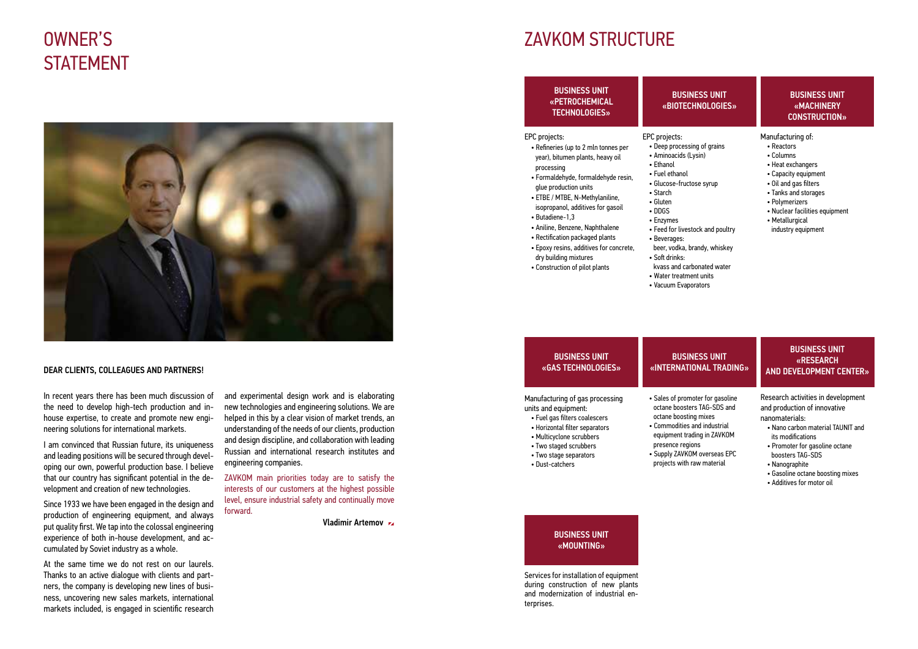# OWNER'S STATEMENT

**DEAR CLIENTS, COLLEAGUES AND PARTNERS!**

In recent years there has been much discussion of the need to develop high-tech production and in-house expertise, to create and promote new engineering solutions for international markets.

I am convinced that Russian future, its uniqueness and leading positions will be secured through developing our own, powerful production base. I believe that our country has significant potential in the development and creation of new technologies.

Since 1933 we have been engaged in the design and production of engineering equipment, and always put quality first. We tap into the colossal engineering experience of both in-house development, and accumulated by Soviet industry as a whole.

At the same time we do not rest on our laurels. Thanks to an active dialogue with clients and partners, the company is developing new lines of business, uncovering new sales markets, international markets included, is engaged in scientific research and experimental design work and is elaborating new technologies and engineering solutions. We are helped in this by a clear vision of market trends, an understanding of the needs of our clients, production and design discipline, and collaboration with leading Russian and international research institutes and engineering companies.

ZAVKOM main priorities today are to satisfy the interests of our customers at the highest possible level, ensure industrial safety and continually move forward.

**Vladimir Artemov**

# ZAVKOM STRUCTURE

## BUSINESS UNIT «PETROCHEMICAL TECHNOLOGIES»

EPC projects:

- Refineries (up to 2 mln tonnes per year), bitumen plants, heavy oil processing
- Formaldehyde, formaldehyde resin, glue production units
- ETBE / MTBE, N-Methylaniline, isopropanol, additives for gasoil
- Butadiene-1,3
- Aniline, Benzene, Naphthalene
- Rectification packaged plants
- Epoxy resins, additives for concrete, dry building mixtures
- Construction of pilot plants

## BUSINESS UNIT «BIOTECHNOLOGIES»

EPC projects:

- Deep processing of grains
- Aminoacids (Lysin)
- Ethanol
- Fuel ethanol
- Glucose-fructose syrup
- Starch
- Gluten
- DDGS
- Enzymes
- Feed for livestock and poultry
- Beverages: beer, vodka, brandy, whiskey
- Soft drinks: kvass and carbonated water
- Water treatment units
- Vacuum Evaporators

## BUSINESS UNIT «MACHINERY CONSTRUCTION»

Manufacturing of:

- Reactors
- Columns
- Heat exchangers
- Capacity equipment
- Oil and gas filters
- Tanks and storages
- Polymerizers
- Nuclear facilities equipment
- Metallurgical industry equipment

## BUSINESS UNIT «GAS TECHNOLOGIES»

Manufacturing of gas processing units and equipment:

- Fuel gas filters coalescers
- Horizontal filter separators
- Multicyclone scrubbers
- Two staged scrubbers
- Two stage separators
- Dust-catchers

## BUSINESS UNIT «INTERNATIONAL TRADING»

- Sales of promoter for gasoline octane boosters TAG-SDS and octane boosting mixes
- Commodities and industrial equipment trading in ZAVKOM presence regions
- Supply ZAVKOM overseas EPC projects with raw material

## BUSINESS UNIT «RESEARCH AND DEVELOPMENT CENTER»

Research activities in development and production of innovative nanomaterials:

- Nano carbon material TAUNIT and its modifications
- Promoter for gasoline octane boosters TAG-SDS
- Nanographite
- Gasoline octane boosting mixes
- Additives for motor oil

## BUSINESS UNIT «MOUNTING»

Services for installation of equipment during construction of new plants and modernization of industrial enterprises.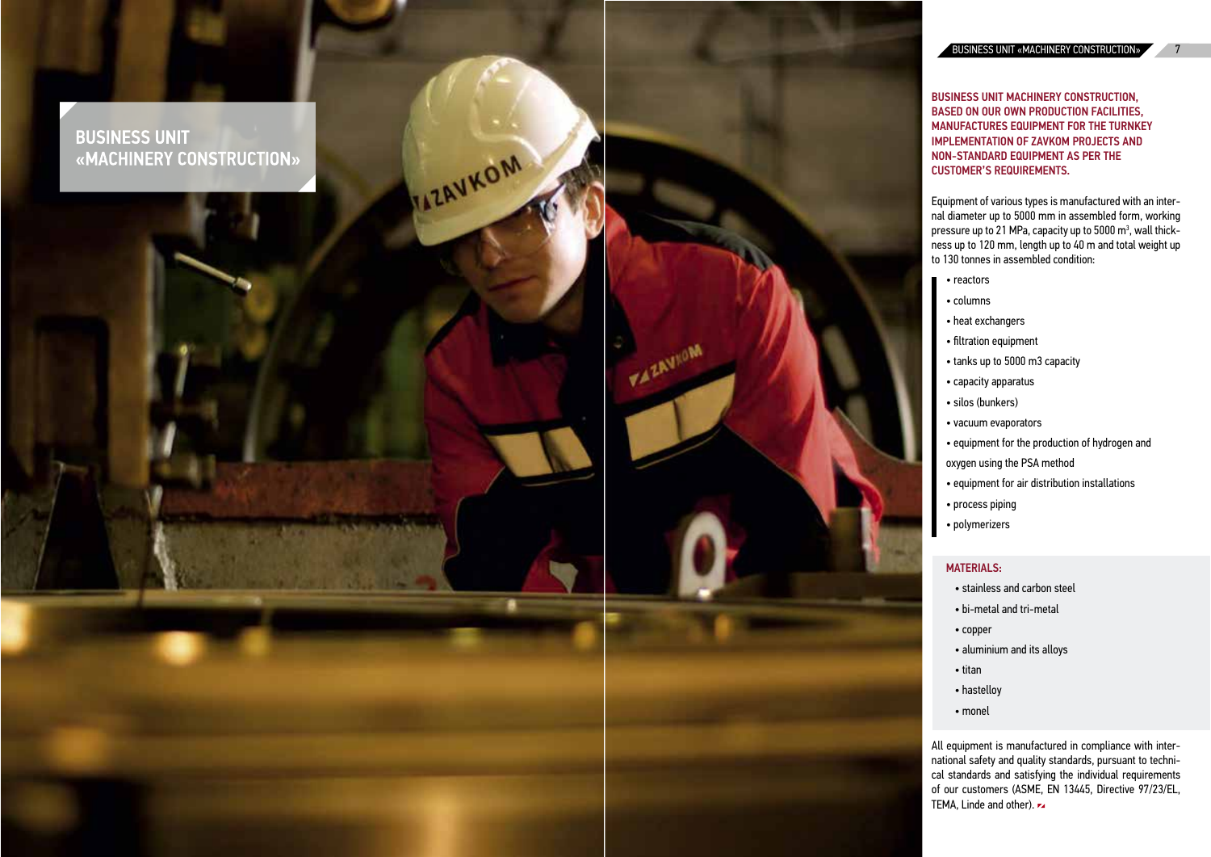# BUSINESS UNIT «MACHINERY CONSTRUCTION»

**BUSINESS UNIT MACHINERY CONSTRUCTION, BASED ON OUR OWN PRODUCTION FACILITIES, MANUFACTURES EQUIPMENT FOR THE TURNKEY IMPLEMENTATION OF ZAVKOM PROJECTS AND NON-STANDARD EQUIPMENT AS PER THE CUSTOMER'S REQUIREMENTS.**

Equipment of various types is manufactured with an internal diameter up to 5000 mm in assembled form, working pressure up to 21 MPa, capacity up to 5000 $m^3$, wall thickness up to 120 mm, length up to 40 m and total weight up to 130 tonnes in assembled condition:

- reactors
- columns
- heat exchangers
- filtration equipment
- tanks up to 5000 m3 capacity
- capacity apparatus
- silos (bunkers)
- vacuum evaporators
- equipment for the production of hydrogen and oxygen using the PSA method
- equipment for air distribution installations
- process piping
- polymerizers

**MATERIALS:**

- stainless and carbon steel
- bi-metal and tri-metal
- copper
- aluminium and its alloys
- titan
- hastelloy
- monel

All equipment is manufactured in compliance with international safety and quality standards, pursuant to technical standards and satisfying the individual requirements of our customers (ASME, EN 13445, Directive 97/23/EL, TEMA, Linde and other).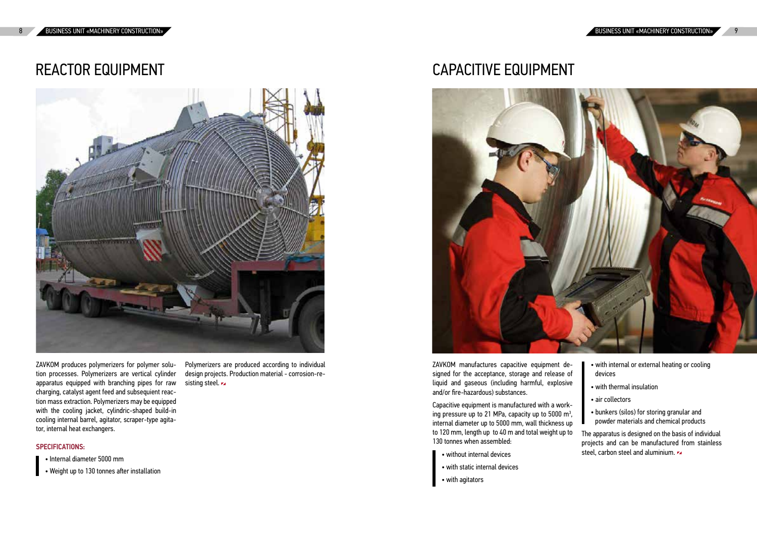# REACTOR EQUIPMENT

ZAVKOM produces polymerizers for polymer solution processes. Polymerizers are vertical cylinder apparatus equipped with branching pipes for raw charging, catalyst agent feed and subsequent reaction mass extraction. Polymerizers may be equipped with the cooling jacket, cylindric-shaped build-in cooling internal barrel, agitator, scraper-type agitator, internal heat exchangers.

### SPECIFICATIONS:

- Internal diameter 5000 mm
- Weight up to 130 tonnes after installation

Polymerizers are produced according to individual design projects. Production material - corrosion-resisting steel.

# CAPACITIVE EQUIPMENT

ZAVKOM manufactures capacitive equipment designed for the acceptance, storage and release of liquid and gaseous (including harmful, explosive and/or fire-hazardous) substances.

Capacitive equipment is manufactured with a working pressure up to 21 MPa, capacity up to 5000 m$^3$, internal diameter up to 5000 mm, wall thickness up to 120 mm, length up to 40 m and total weight up to 130 tonnes when assembled:

- without internal devices
- with static internal devices
- with agitators
- with internal or external heating or cooling devices
- with thermal insulation
- air collectors
- bunkers (silos) for storing granular and powder materials and chemical products

The apparatus is designed on the basis of individual projects and can be manufactured from stainless steel, carbon steel and aluminium.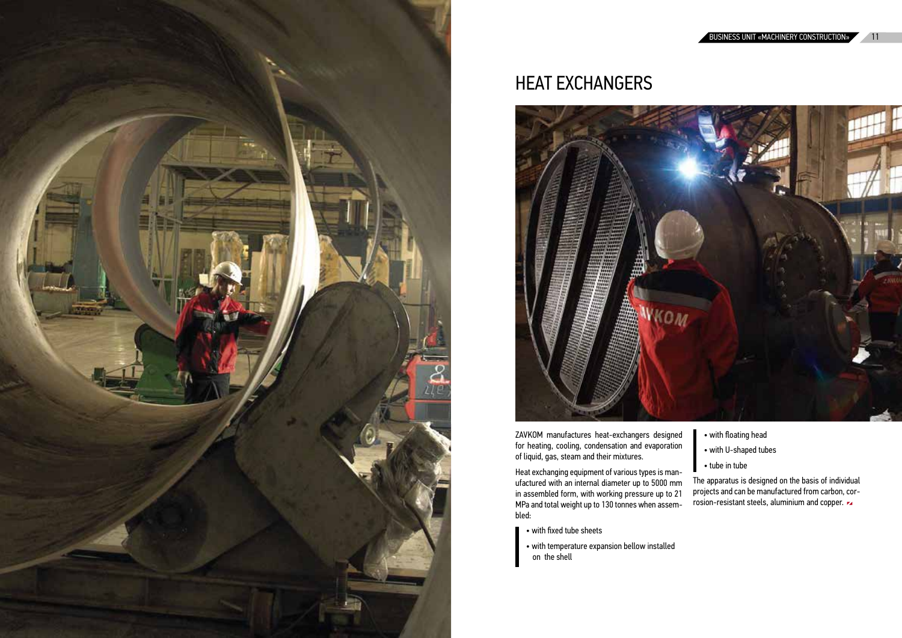# HEAT EXCHANGERS

ZAVKOM manufactures heat-exchangers designed for heating, cooling, condensation and evaporation of liquid, gas, steam and their mixtures.

Heat exchanging equipment of various types is manufactured with an internal diameter up to 5000 mm in assembled form, with working pressure up to 21 MPa and total weight up to 130 tonnes when assembled:

- with fixed tube sheets
- with temperature expansion bellow installed on the shell
- with floating head
- with U-shaped tubes
- tube in tube

The apparatus is designed on the basis of individual projects and can be manufactured from carbon, corrosion-resistant steels, aluminium and copper.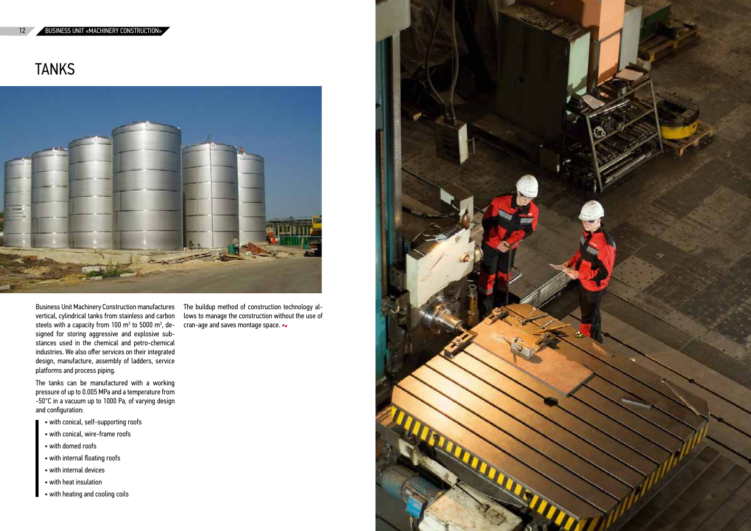# TANKS

Business Unit Machinery Construction manufactures vertical, cylindrical tanks from stainless and carbon steels with a capacity from 100 m$^3$ to 5000 m$^3$, designed for storing aggressive and explosive substances used in the chemical and petro-chemical industries. We also offer services on their integrated design, manufacture, assembly of ladders, service platforms and process piping.

The tanks can be manufactured with a working pressure of up to 0.005 MPa and a temperature from -50°C in a vacuum up to 1000 Pa, of varying design and configuration:

- with conical, self-supporting roofs
- with conical, wire-frame roofs
- with domed roofs
- with internal floating roofs
- with internal devices
- with heat insulation
- with heating and cooling coils

The buildup method of construction technology allows to manage the construction without the use of cran-age and saves montage space.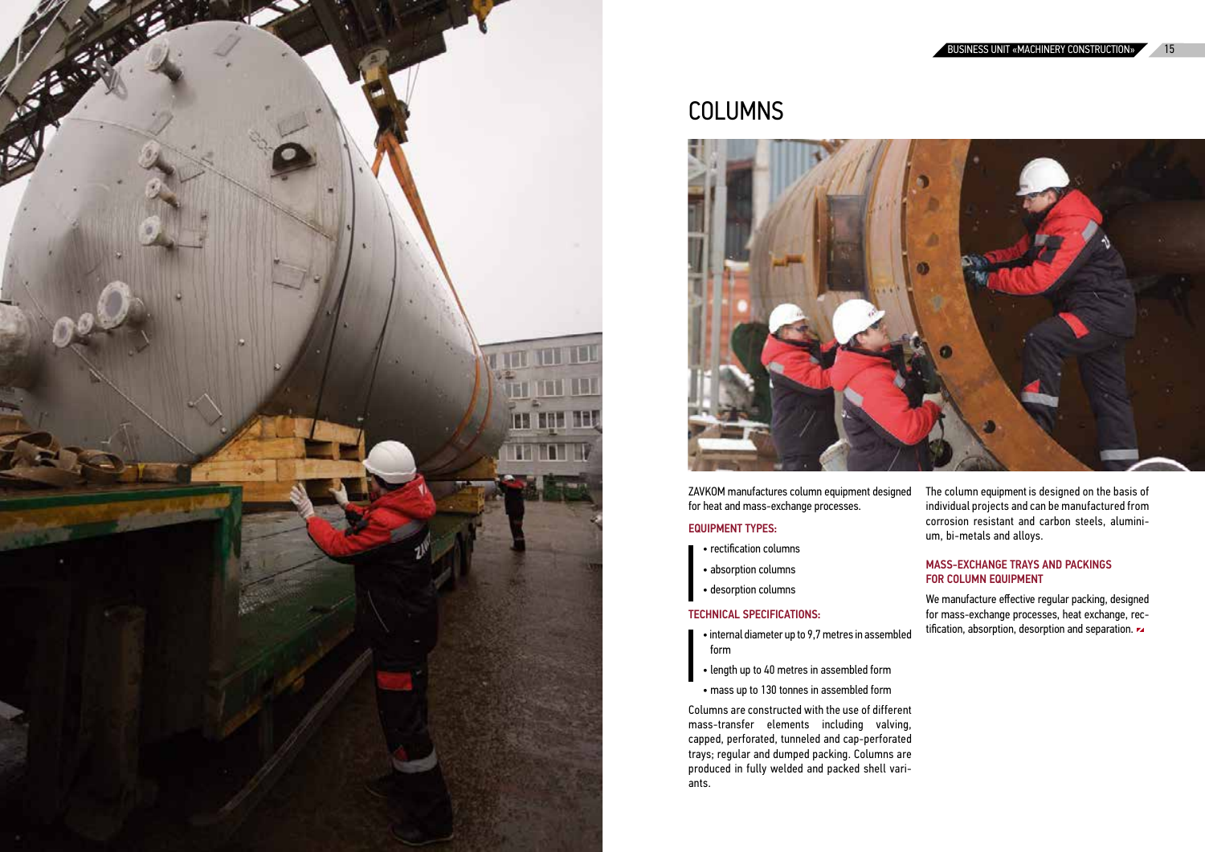# COLUMNS

ZAVKOM manufactures column equipment designed for heat and mass-exchange processes.

### EQUIPMENT TYPES:

- rectification columns
- absorption columns
- desorption columns

### TECHNICAL SPECIFICATIONS:

- internal diameter up to 9,7 metres in assembled form
- length up to 40 metres in assembled form
- mass up to 130 tonnes in assembled form

Columns are constructed with the use of different mass-transfer elements including valving, capped, perforated, tunneled and cap-perforated trays; regular and dumped packing. Columns are produced in fully welded and packed shell variants.

The column equipment is designed on the basis of individual projects and can be manufactured from corrosion resistant and carbon steels, aluminium, bi-metals and alloys.

### MASS-EXCHANGE TRAYS AND PACKINGS FOR COLUMN EQUIPMENT

We manufacture effective regular packing, designed for mass-exchange processes, heat exchange, rectification, absorption, desorption and separation.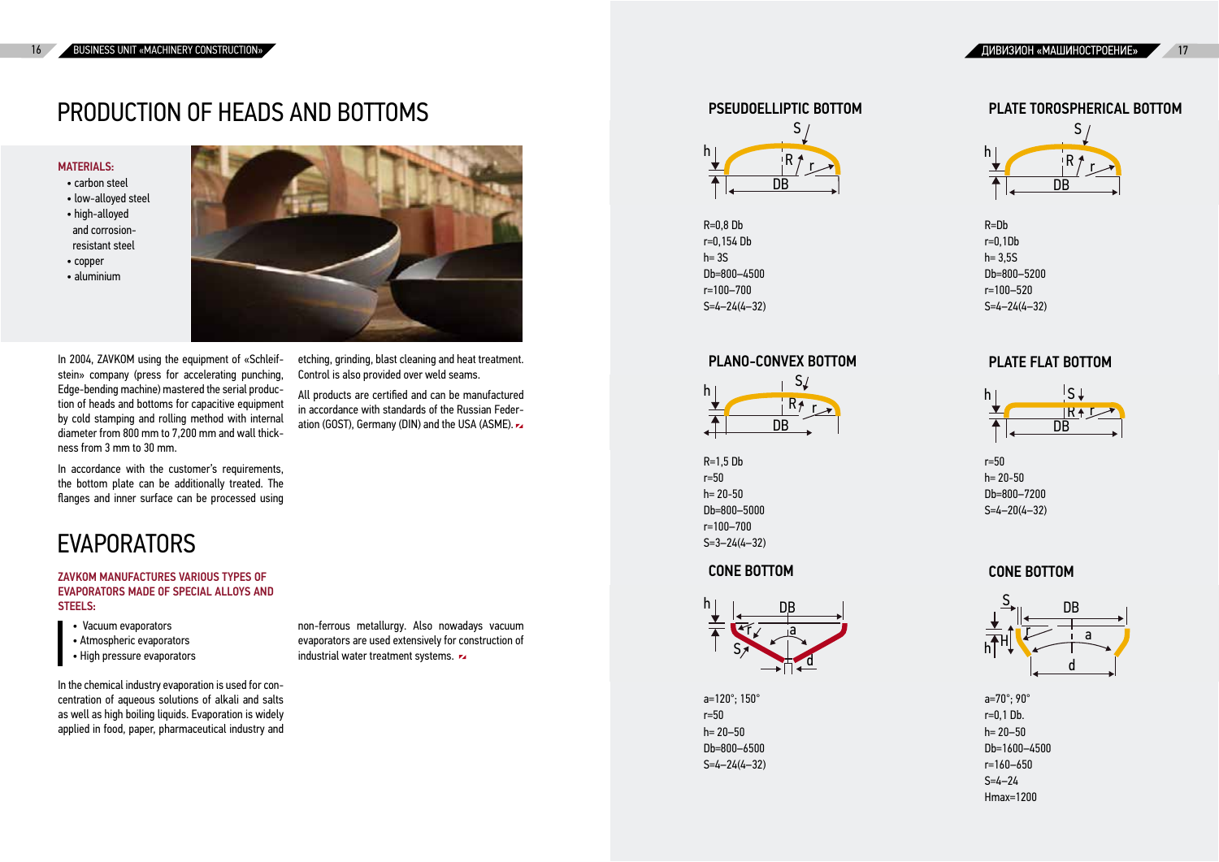# PRODUCTION OF HEADS AND BOTTOMS

**MATERIALS:**

- carbon steel
- low-alloyed steel
- high-alloyed and corrosion-resistant steel
- copper
- aluminium

In 2004, ZAVKOM using the equipment of «Schleifstein» company (press for accelerating punching, Edge-bending machine) mastered the serial production of heads and bottoms for capacitive equipment by cold stamping and rolling method with internal diameter from 800 mm to 7,200 mm and wall thickness from 3 mm to 30 mm.

In accordance with the customer's requirements, the bottom plate can be additionally treated. The flanges and inner surface can be processed using etching, grinding, blast cleaning and heat treatment. Control is also provided over weld seams.

All products are certified and can be manufactured in accordance with standards of the Russian Federation (GOST), Germany (DIN) and the USA (ASME).

# EVAPORATORS

**ZAVKOM MANUFACTURES VARIOUS TYPES OF EVAPORATORS MADE OF SPECIAL ALLOYS AND STEELS:**

- Vacuum evaporators
- Atmospheric evaporators
- High pressure evaporators

In the chemical industry evaporation is used for concentration of aqueous solutions of alkali and salts as well as high boiling liquids. Evaporation is widely applied in food, paper, pharmaceutical industry and non-ferrous metallurgy. Also nowadays vacuum evaporators are used extensively for construction of industrial water treatment systems.

## PSEUDOELLIPTIC BOTTOM

R=0,8 Db
r=0,154 Db
h= 3S
Db=800–4500
r=100–700
S=4–24(4–32)

## PLATE TOROSPHERICAL BOTTOM

R=Db
r=0,1Db
h= 3,5S
Db=800–5200
r=100–520
S=4–24(4–32)

## PLANO-CONVEX BOTTOM

R=1,5 Db
r=50
h= 20-50
Db=800–5000
r=100–700
S=3–24(4–32)

## PLATE FLAT BOTTOM

r=50
h= 20-50
Db=800–7200
S=4–20(4–32)

## CONE BOTTOM

a=120°; 150°
r=50
h= 20–50
Db=800–6500
S=4–24(4–32)

## CONE BOTTOM

a=70°; 90°
r=0,1 Db.
h= 20–50
Db=1600–4500
r=160–650
S=4–24
Hmax=1200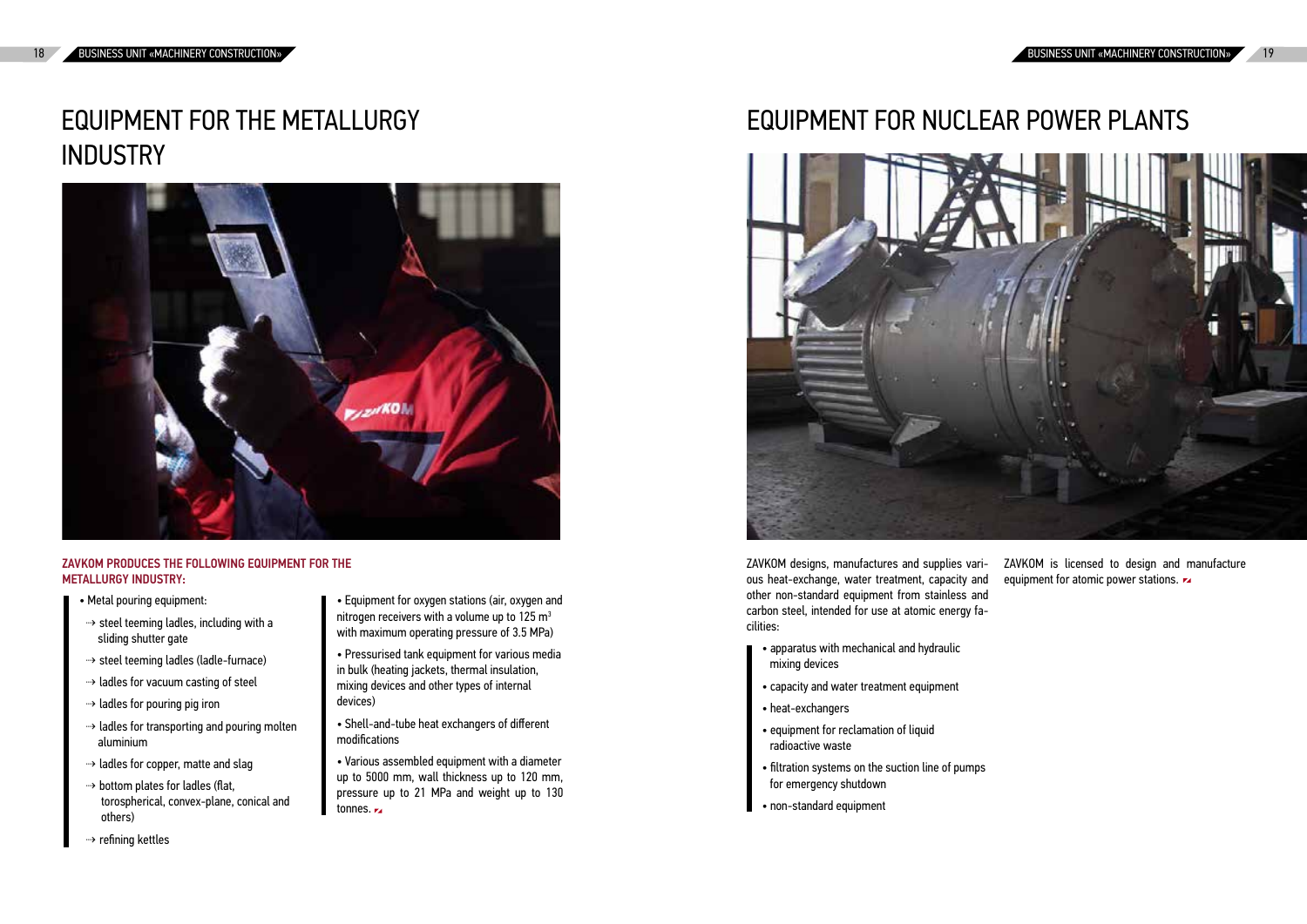# EQUIPMENT FOR THE METALLURGY INDUSTRY

**ZAVKOM PRODUCES THE FOLLOWING EQUIPMENT FOR THE METALLURGY INDUSTRY:**

- Metal pouring equipment:
  - ⇢ steel teeming ladles, including with a sliding shutter gate
  - ⇢ steel teeming ladles (ladle-furnace)
  - ⇢ ladles for vacuum casting of steel
  - ⇢ ladles for pouring pig iron
  - ⇢ ladles for transporting and pouring molten aluminium
  - ⇢ ladles for copper, matte and slag
  - ⇢ bottom plates for ladles (flat, torospherical, convex-plane, conical and others)
  - ⇢ refining kettles
- Equipment for oxygen stations (air, oxygen and nitrogen receivers with a volume up to 125 m$^3$ with maximum operating pressure of 3.5 MPa)
- Pressurised tank equipment for various media in bulk (heating jackets, thermal insulation, mixing devices and other types of internal devices)
- Shell-and-tube heat exchangers of different modifications
- Various assembled equipment with a diameter up to 5000 mm, wall thickness up to 120 mm, pressure up to 21 MPa and weight up to 130 tonnes.

# EQUIPMENT FOR NUCLEAR POWER PLANTS

ZAVKOM designs, manufactures and supplies various heat-exchange, water treatment, capacity and other non-standard equipment from stainless and carbon steel, intended for use at atomic energy facilities:

- apparatus with mechanical and hydraulic mixing devices
- capacity and water treatment equipment
- heat-exchangers
- equipment for reclamation of liquid radioactive waste
- filtration systems on the suction line of pumps for emergency shutdown
- non-standard equipment

ZAVKOM is licensed to design and manufacture equipment for atomic power stations.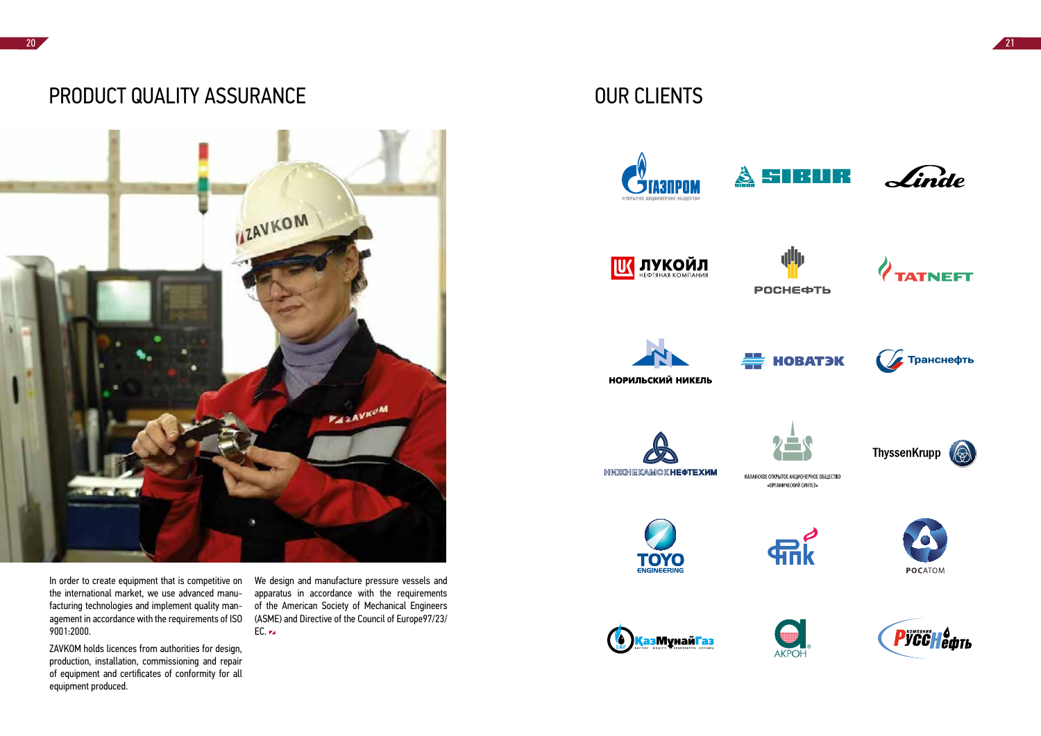# PRODUCT QUALITY ASSURANCE

In order to create equipment that is competitive on the international market, we use advanced manufacturing technologies and implement quality management in accordance with the requirements of ISO 9001:2000.

ZAVKOM holds licences from authorities for design, production, installation, commissioning and repair of equipment and certificates of conformity for all equipment produced.

We design and manufacture pressure vessels and apparatus in accordance with the requirements of the American Society of Mechanical Engineers (ASME) and Directive of the Council of Europe97/23/EC.

# OUR CLIENTS

ГАЗПРОМ
ОТКРЫТОЕ АКЦИОНЕРНОЕ ОБЩЕСТВО

SIBUR

Linde

ЛУКОЙЛ
НЕФТЯНАЯ КОМПАНИЯ

РОСНЕФТЬ

TATNEFT

НОРИЛЬСКИЙ НИКЕЛЬ

НОВАТЭК

Транснефть

НИЖНЕКАМСКНЕФТЕХИМ

КАЗАНСКОЕ ОТКРЫТОЕ АКЦИОНЕРНОЕ ОБЩЕСТВО «ОРГАНИЧЕСКИЙ СИНТЕЗ»

ThyssenKrupp

TOYO ENGINEERING

ФПК

РОСАТОМ

КазМунайГаз

АКРОН

компания РуссНефть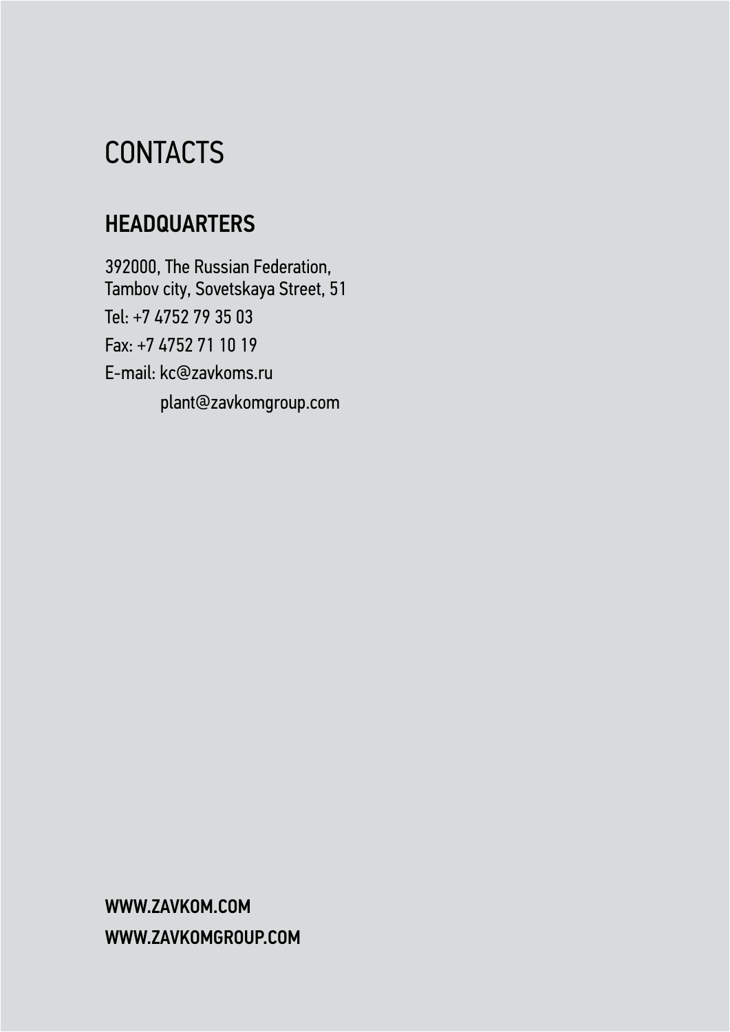# CONTACTS

## HEADQUARTERS

392000, The Russian Federation,
Tambov city, Sovetskaya Street, 51

Tel: +7 4752 79 35 03

Fax: +7 4752 71 10 19

E-mail: kc@zavkoms.ru
plant@zavkomgroup.com

**WWW.ZAVKOM.COM**

**WWW.ZAVKOMGROUP.COM**